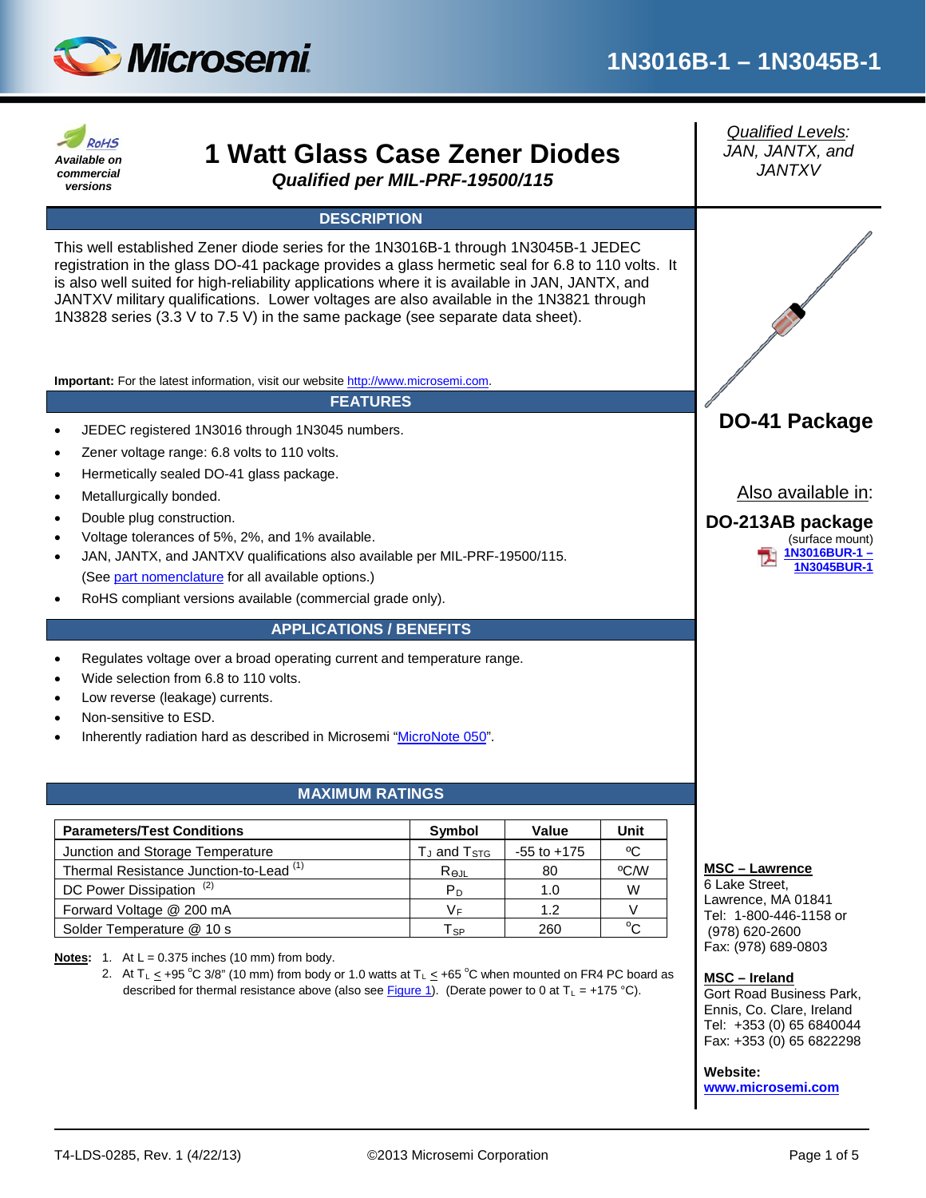# 1N3016B-1 – 1N3045B-1

RoHS
*Available on commercial versions*

# 1 Watt Glass Case Zener Diodes

***Qualified per MIL-PRF-19500/115***

*Qualified Levels:*
*JAN, JANTX, and JANTXV*

## DESCRIPTION

This well established Zener diode series for the 1N3016B-1 through 1N3045B-1 JEDEC registration in the glass DO-41 package provides a glass hermetic seal for 6.8 to 110 volts. It is also well suited for high-reliability applications where it is available in JAN, JANTX, and JANTXV military qualifications. Lower voltages are also available in the 1N3821 through 1N3828 series (3.3 V to 7.5 V) in the same package (see separate data sheet).

**Important:** For the latest information, visit our website http://www.microsemi.com.

**DO-41 Package**

Also available in:

**DO-213AB package**
(surface mount)
**1N3016BUR-1 – 1N3045BUR-1**

## FEATURES

- JEDEC registered 1N3016 through 1N3045 numbers.
- Zener voltage range: 6.8 volts to 110 volts.
- Hermetically sealed DO-41 glass package.
- Metallurgically bonded.
- Double plug construction.
- Voltage tolerances of 5%, 2%, and 1% available.
- JAN, JANTX, and JANTXV qualifications also available per MIL-PRF-19500/115. (See part nomenclature for all available options.)
- RoHS compliant versions available (commercial grade only).

## APPLICATIONS / BENEFITS

- Regulates voltage over a broad operating current and temperature range.
- Wide selection from 6.8 to 110 volts.
- Low reverse (leakage) currents.
- Non-sensitive to ESD.
- Inherently radiation hard as described in Microsemi "MicroNote 050".

## MAXIMUM RATINGS

| Parameters/Test Conditions | Symbol | Value | Unit |
|---|---|---|---|
| Junction and Storage Temperature | $T_J$ and $T_{STG}$ | -55 to +175 | ºC |
| Thermal Resistance Junction-to-Lead [(1)] | $R_{\Theta JL}$ | 80 | ºC/W |
| DC Power Dissipation [(2)] | $P_D$ | 1.0 | W |
| Forward Voltage @ 200 mA | $V_F$ | 1.2 | V |
| Solder Temperature @ 10 s | $T_{SP}$ | 260 | ºC |

**Notes:**
1. At L = 0.375 inches (10 mm) from body.
2. At $T_L \leq +95$ ºC 3/8" (10 mm) from body or 1.0 watts at $T_L \leq +65$ ºC when mounted on FR4 PC board as described for thermal resistance above (also see Figure 1). (Derate power to 0 at $T_L$ = +175 °C).

**MSC – Lawrence**
6 Lake Street,
Lawrence, MA 01841
Tel: 1-800-446-1158 or
(978) 620-2600
Fax: (978) 689-0803

**MSC – Ireland**
Gort Road Business Park,
Ennis, Co. Clare, Ireland
Tel: +353 (0) 65 6840044
Fax: +353 (0) 65 6822298

**Website:**
**www.microsemi.com**

T4-LDS-0285, Rev. 1 (4/22/13) ©2013 Microsemi Corporation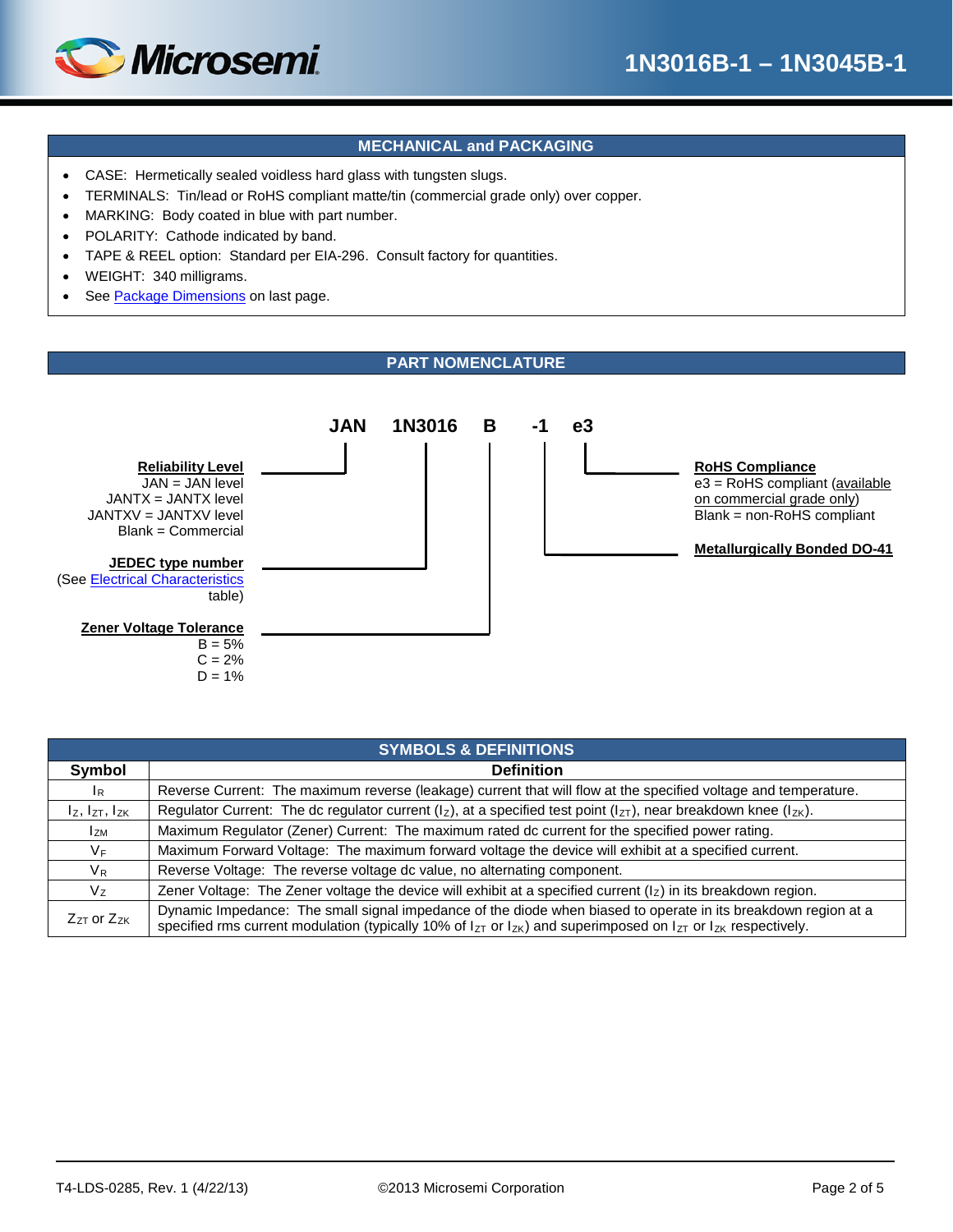## MECHANICAL and PACKAGING

- CASE: Hermetically sealed voidless hard glass with tungsten slugs.
- TERMINALS: Tin/lead or RoHS compliant matte/tin (commercial grade only) over copper.
- MARKING: Body coated in blue with part number.
- POLARITY: Cathode indicated by band.
- TAPE & REEL option: Standard per EIA-296. Consult factory for quantities.
- WEIGHT: 340 milligrams.
- See Package Dimensions on last page.

## PART NOMENCLATURE

**JAN 1N3016 B -1 e3**

**Reliability Level** (JAN)
JAN = JAN level
JANTX = JANTX level
JANTXV = JANTXV level
Blank = Commercial

**JEDEC type number** (1N3016)
(See Electrical Characteristics table)

**Zener Voltage Tolerance** (B)
B = 5%
C = 2%
D = 1%

**Metallurgically Bonded DO-41** (-1)

**RoHS Compliance** (e3)
e3 = RoHS compliant (available on commercial grade only)
Blank = non-RoHS compliant

## SYMBOLS & DEFINITIONS

| Symbol | Definition |
|---|---|
| $I_R$ | Reverse Current: The maximum reverse (leakage) current that will flow at the specified voltage and temperature. |
| $I_Z$, $I_{ZT}$, $I_{ZK}$ | Regulator Current: The dc regulator current ($I_Z$), at a specified test point ($I_{ZT}$), near breakdown knee ($I_{ZK}$). |
| $I_{ZM}$ | Maximum Regulator (Zener) Current: The maximum rated dc current for the specified power rating. |
| $V_F$ | Maximum Forward Voltage: The maximum forward voltage the device will exhibit at a specified current. |
| $V_R$ | Reverse Voltage: The reverse voltage dc value, no alternating component. |
| $V_Z$ | Zener Voltage: The Zener voltage the device will exhibit at a specified current ($I_Z$) in its breakdown region. |
| $Z_{ZT}$ or $Z_{ZK}$ | Dynamic Impedance: The small signal impedance of the diode when biased to operate in its breakdown region at a specified rms current modulation (typically 10% of $I_{ZT}$ or $I_{ZK}$) and superimposed on $I_{ZT}$ or $I_{ZK}$ respectively. |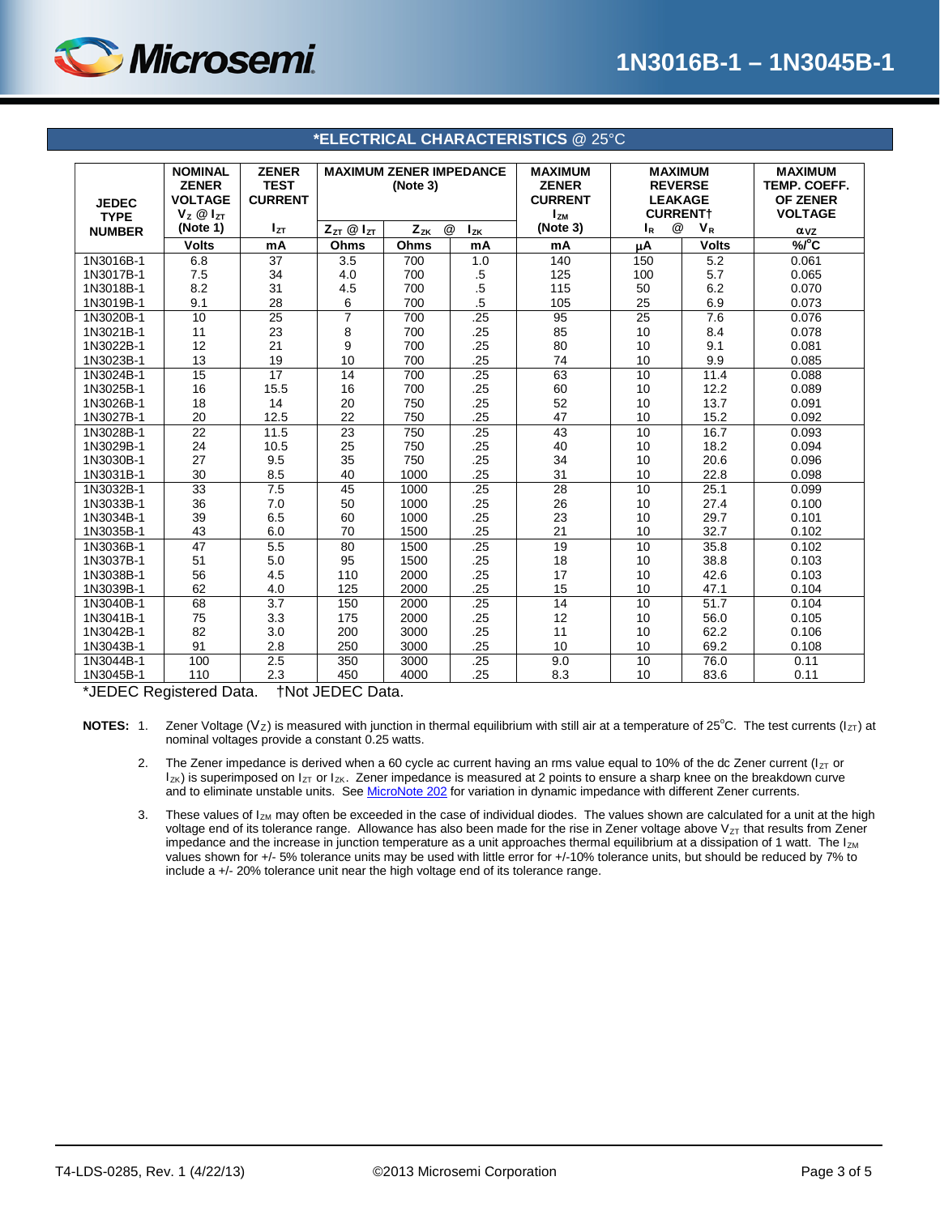## *ELECTRICAL CHARACTERISTICS @ 25°C

| JEDEC TYPE NUMBER | NOMINAL ZENER VOLTAGE $V_Z$ @ $I_{ZT}$ (Note 1) | ZENER TEST CURRENT $I_{ZT}$ | MAXIMUM ZENER IMPEDANCE (Note 3) $Z_{ZT}$ @ $I_{ZT}$ | $Z_{ZK}$ @ | $I_{ZK}$ | MAXIMUM ZENER CURRENT $I_{ZM}$ (Note 3) | MAXIMUM REVERSE LEAKAGE CURRENT† $I_R$ @ | $V_R$ | MAXIMUM TEMP. COEFF. OF ZENER VOLTAGE $\alpha_{VZ}$ |
|---|---|---|---|---|---|---|---|---|---|
| | Volts | mA | Ohms | Ohms | mA | mA | μA | Volts | %/°C |
| 1N3016B-1 | 6.8 | 37 | 3.5 | 700 | 1.0 | 140 | 150 | 5.2 | 0.061 |
| 1N3017B-1 | 7.5 | 34 | 4.0 | 700 | .5 | 125 | 100 | 5.7 | 0.065 |
| 1N3018B-1 | 8.2 | 31 | 4.5 | 700 | .5 | 115 | 50 | 6.2 | 0.070 |
| 1N3019B-1 | 9.1 | 28 | 6 | 700 | .5 | 105 | 25 | 6.9 | 0.073 |
| 1N3020B-1 | 10 | 25 | 7 | 700 | .25 | 95 | 25 | 7.6 | 0.076 |
| 1N3021B-1 | 11 | 23 | 8 | 700 | .25 | 85 | 10 | 8.4 | 0.078 |
| 1N3022B-1 | 12 | 21 | 9 | 700 | .25 | 80 | 10 | 9.1 | 0.081 |
| 1N3023B-1 | 13 | 19 | 10 | 700 | .25 | 74 | 10 | 9.9 | 0.085 |
| 1N3024B-1 | 15 | 17 | 14 | 700 | .25 | 63 | 10 | 11.4 | 0.088 |
| 1N3025B-1 | 16 | 15.5 | 16 | 700 | .25 | 60 | 10 | 12.2 | 0.089 |
| 1N3026B-1 | 18 | 14 | 20 | 750 | .25 | 52 | 10 | 13.7 | 0.091 |
| 1N3027B-1 | 20 | 12.5 | 22 | 750 | .25 | 47 | 10 | 15.2 | 0.092 |
| 1N3028B-1 | 22 | 11.5 | 23 | 750 | .25 | 43 | 10 | 16.7 | 0.093 |
| 1N3029B-1 | 24 | 10.5 | 25 | 750 | .25 | 40 | 10 | 18.2 | 0.094 |
| 1N3030B-1 | 27 | 9.5 | 35 | 750 | .25 | 34 | 10 | 20.6 | 0.096 |
| 1N3031B-1 | 30 | 8.5 | 40 | 1000 | .25 | 31 | 10 | 22.8 | 0.098 |
| 1N3032B-1 | 33 | 7.5 | 45 | 1000 | .25 | 28 | 10 | 25.1 | 0.099 |
| 1N3033B-1 | 36 | 7.0 | 50 | 1000 | .25 | 26 | 10 | 27.4 | 0.100 |
| 1N3034B-1 | 39 | 6.5 | 60 | 1000 | .25 | 23 | 10 | 29.7 | 0.101 |
| 1N3035B-1 | 43 | 6.0 | 70 | 1500 | .25 | 21 | 10 | 32.7 | 0.102 |
| 1N3036B-1 | 47 | 5.5 | 80 | 1500 | .25 | 19 | 10 | 35.8 | 0.102 |
| 1N3037B-1 | 51 | 5.0 | 95 | 1500 | .25 | 18 | 10 | 38.8 | 0.103 |
| 1N3038B-1 | 56 | 4.5 | 110 | 2000 | .25 | 17 | 10 | 42.6 | 0.103 |
| 1N3039B-1 | 62 | 4.0 | 125 | 2000 | .25 | 15 | 10 | 47.1 | 0.104 |
| 1N3040B-1 | 68 | 3.7 | 150 | 2000 | .25 | 14 | 10 | 51.7 | 0.104 |
| 1N3041B-1 | 75 | 3.3 | 175 | 2000 | .25 | 12 | 10 | 56.0 | 0.105 |
| 1N3042B-1 | 82 | 3.0 | 200 | 3000 | .25 | 11 | 10 | 62.2 | 0.106 |
| 1N3043B-1 | 91 | 2.8 | 250 | 3000 | .25 | 10 | 10 | 69.2 | 0.108 |
| 1N3044B-1 | 100 | 2.5 | 350 | 3000 | .25 | 9.0 | 10 | 76.0 | 0.11 |
| 1N3045B-1 | 110 | 2.3 | 450 | 4000 | .25 | 8.3 | 10 | 83.6 | 0.11 |

*JEDEC Registered Data. †Not JEDEC Data.

**NOTES:**

1. Zener Voltage ($V_Z$) is measured with junction in thermal equilibrium with still air at a temperature of 25°C. The test currents ($I_{ZT}$) at nominal voltages provide a constant 0.25 watts.

2. The Zener impedance is derived when a 60 cycle ac current having an rms value equal to 10% of the dc Zener current ($I_{ZT}$ or $I_{ZK}$) is superimposed on $I_{ZT}$ or $I_{ZK}$. Zener impedance is measured at 2 points to ensure a sharp knee on the breakdown curve and to eliminate unstable units. See MicroNote 202 for variation in dynamic impedance with different Zener currents.

3. These values of $I_{ZM}$ may often be exceeded in the case of individual diodes. The values shown are calculated for a unit at the high voltage end of its tolerance range. Allowance has also been made for the rise in Zener voltage above $V_{ZT}$ that results from Zener impedance and the increase in junction temperature as a unit approaches thermal equilibrium at a dissipation of 1 watt. The $I_{ZM}$ values shown for +/- 5% tolerance units may be used with little error for +/-10% tolerance units, but should be reduced by 7% to include a +/- 20% tolerance unit near the high voltage end of its tolerance range.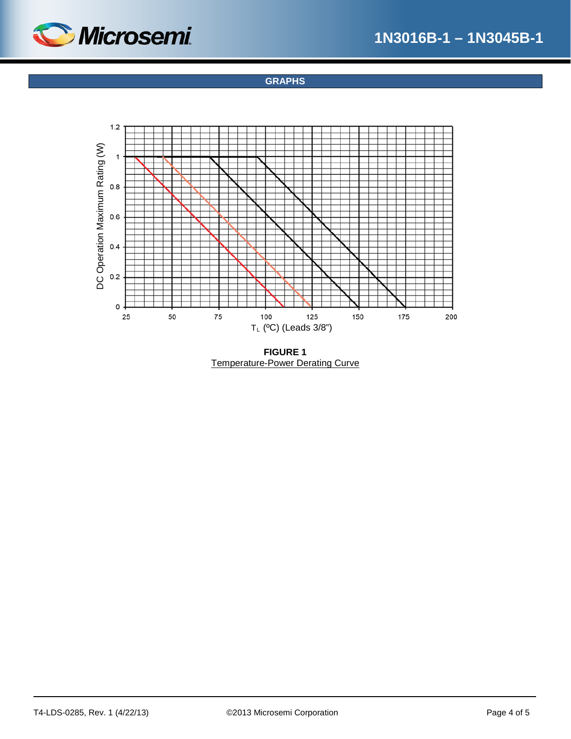## GRAPHS

DC Operation Maximum Rating (W)

$T_L$ (ºC) (Leads 3/8")

**FIGURE 1**
Temperature-Power Derating Curve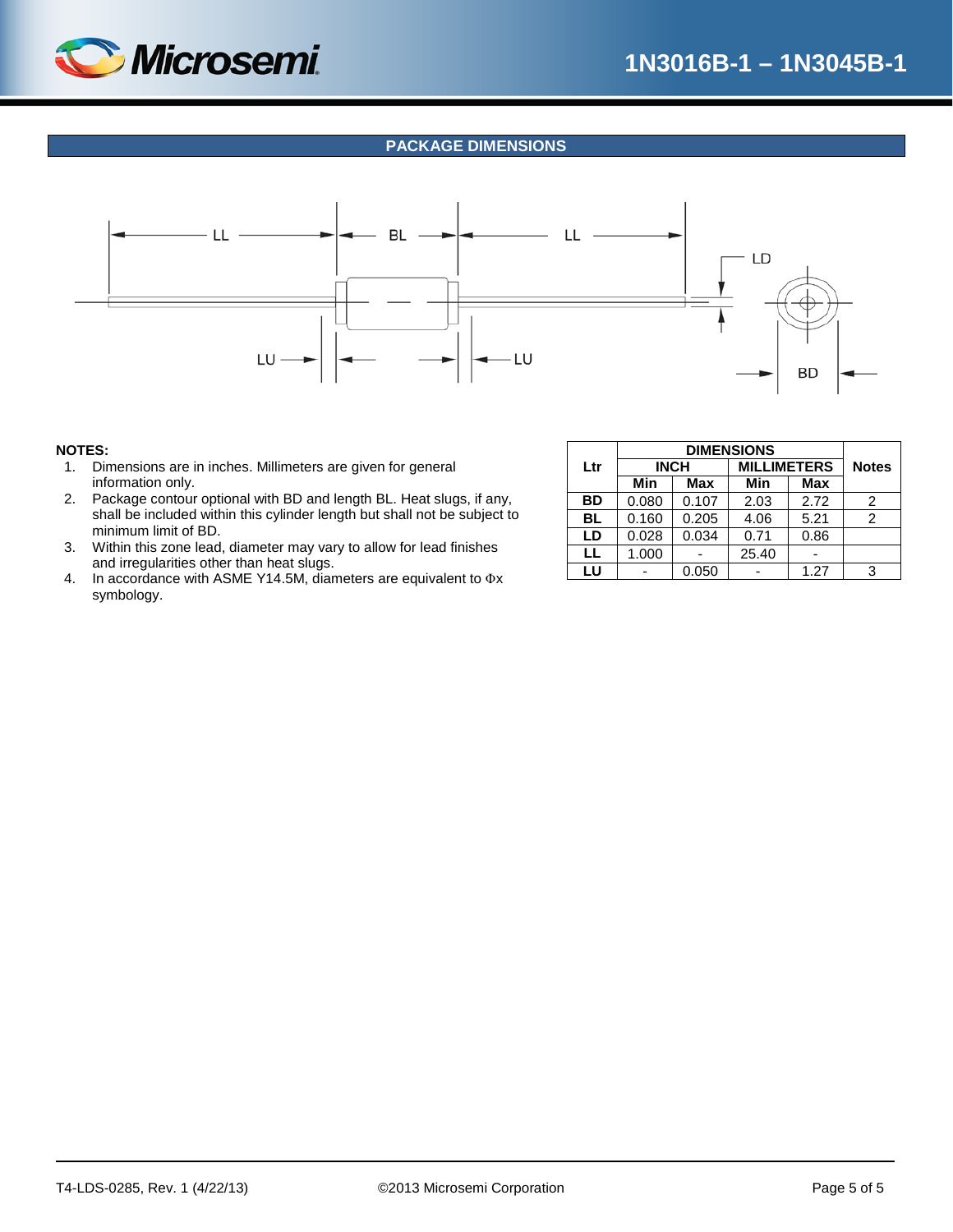## PACKAGE DIMENSIONS

**NOTES:**

1. Dimensions are in inches. Millimeters are given for general information only.
2. Package contour optional with BD and length BL. Heat slugs, if any, shall be included within this cylinder length but shall not be subject to minimum limit of BD.
3. Within this zone lead, diameter may vary to allow for lead finishes and irregularities other than heat slugs.
4. In accordance with ASME Y14.5M, diameters are equivalent to Φx symbology.

| Ltr | DIMENSIONS | | | | Notes |
|---|---|---|---|---|---|
| | INCH | | MILLIMETERS | | |
| | Min | Max | Min | Max | |
| **BD** | 0.080 | 0.107 | 2.03 | 2.72 | 2 |
| **BL** | 0.160 | 0.205 | 4.06 | 5.21 | 2 |
| **LD** | 0.028 | 0.034 | 0.71 | 0.86 | |
| **LL** | 1.000 | - | 25.40 | - | |
| **LU** | - | 0.050 | - | 1.27 | 3 |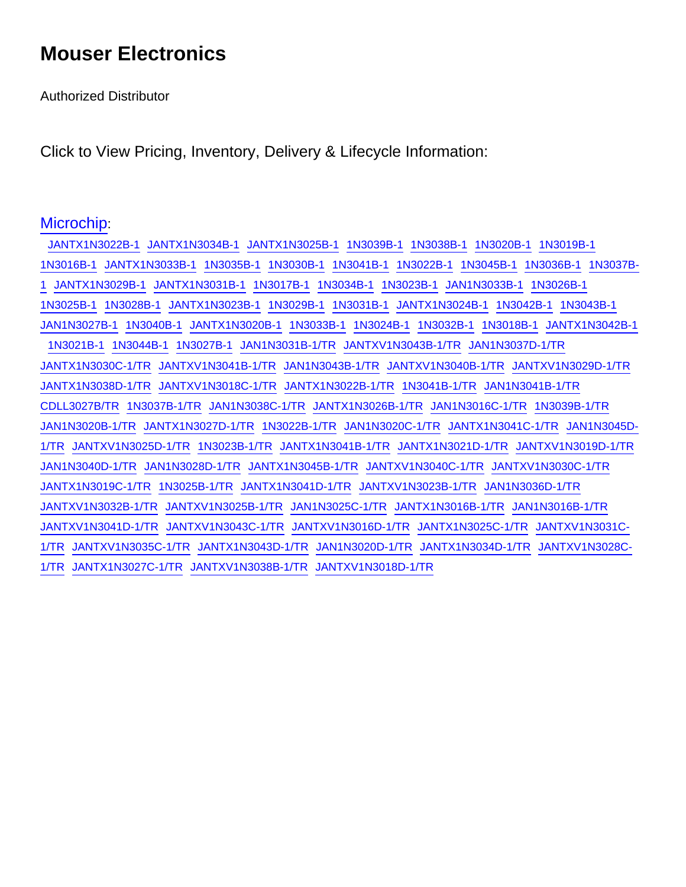# Mouser Electronics

Authorized Distributor

Click to View Pricing, Inventory, Delivery & Lifecycle Information:

Microchip:

JANTX1N3022B-1 JANTX1N3034B-1 JANTX1N3025B-1 1N3039B-1 1N3038B-1 1N3020B-1 1N3019B-1 1N3016B-1 JANTX1N3033B-1 1N3035B-1 1N3030B-1 1N3041B-1 1N3022B-1 1N3045B-1 1N3036B-1 1N3037B-1 JANTX1N3029B-1 JANTX1N3031B-1 1N3017B-1 1N3034B-1 1N3023B-1 JAN1N3033B-1 1N3026B-1 1N3025B-1 1N3028B-1 JANTX1N3023B-1 1N3029B-1 1N3031B-1 JANTX1N3024B-1 1N3042B-1 1N3043B-1 JAN1N3027B-1 1N3040B-1 JANTX1N3020B-1 1N3033B-1 1N3024B-1 1N3032B-1 1N3018B-1 JANTX1N3042B-1 1N3021B-1 1N3044B-1 1N3027B-1 JAN1N3031B-1/TR JANTXV1N3043B-1/TR JAN1N3037D-1/TR JANTX1N3030C-1/TR JANTXV1N3041B-1/TR JAN1N3043B-1/TR JANTXV1N3040B-1/TR JANTXV1N3029D-1/TR JANTX1N3038D-1/TR JANTXV1N3018C-1/TR JANTX1N3022B-1/TR 1N3041B-1/TR JAN1N3041B-1/TR CDLL3027B/TR 1N3037B-1/TR JAN1N3038C-1/TR JANTX1N3026B-1/TR JAN1N3016C-1/TR 1N3039B-1/TR JAN1N3020B-1/TR JANTX1N3027D-1/TR 1N3022B-1/TR JAN1N3020C-1/TR JANTX1N3041C-1/TR JAN1N3045D-1/TR JANTXV1N3025D-1/TR 1N3023B-1/TR JANTX1N3041B-1/TR JANTX1N3021D-1/TR JANTXV1N3019D-1/TR JAN1N3040D-1/TR JAN1N3028D-1/TR JANTX1N3045B-1/TR JANTXV1N3040C-1/TR JANTXV1N3030C-1/TR JANTX1N3019C-1/TR 1N3025B-1/TR JANTX1N3041D-1/TR JANTXV1N3023B-1/TR JAN1N3036D-1/TR JANTXV1N3032B-1/TR JANTXV1N3025B-1/TR JAN1N3025C-1/TR JANTX1N3016B-1/TR JAN1N3016B-1/TR JANTXV1N3041D-1/TR JANTXV1N3043C-1/TR JANTXV1N3016D-1/TR JANTX1N3025C-1/TR JANTXV1N3031C-1/TR JANTXV1N3035C-1/TR JANTX1N3043D-1/TR JAN1N3020D-1/TR JANTX1N3034D-1/TR JANTXV1N3028C-1/TR JANTX1N3027C-1/TR JANTXV1N3038B-1/TR JANTXV1N3018D-1/TR